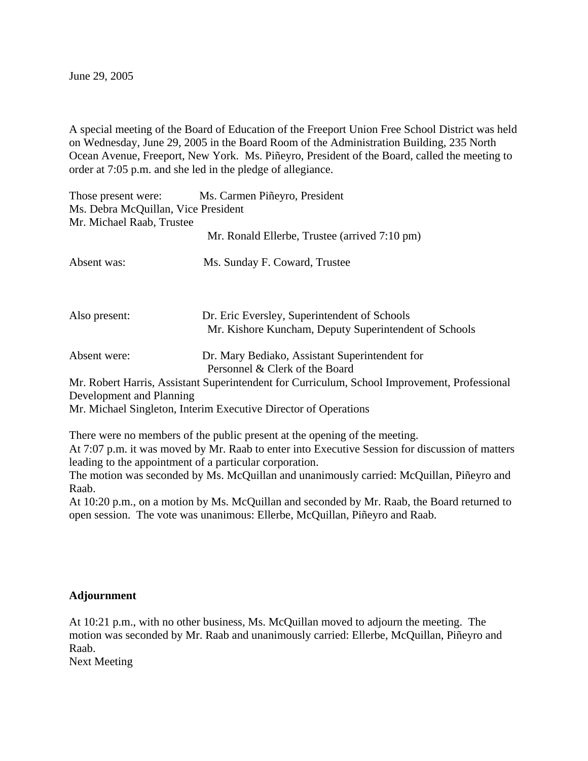June 29, 2005

A special meeting of the Board of Education of the Freeport Union Free School District was held on Wednesday, June 29, 2005 in the Board Room of the Administration Building, 235 North Ocean Avenue, Freeport, New York. Ms. Piñeyro, President of the Board, called the meeting to order at 7:05 p.m. and she led in the pledge of allegiance.

Those present were: Ms. Carmen Piñeyro, President
Ms. Debra McQuillan, Vice President
Mr. Michael Raab, Trustee
Mr. Ronald Ellerbe, Trustee (arrived 7:10 pm)

Absent was: Ms. Sunday F. Coward, Trustee

Also present: Dr. Eric Eversley, Superintendent of Schools
Mr. Kishore Kuncham, Deputy Superintendent of Schools

Absent were: Dr. Mary Bediako, Assistant Superintendent for Personnel & Clerk of the Board
Mr. Robert Harris, Assistant Superintendent for Curriculum, School Improvement, Professional Development and Planning
Mr. Michael Singleton, Interim Executive Director of Operations

There were no members of the public present at the opening of the meeting.
At 7:07 p.m. it was moved by Mr. Raab to enter into Executive Session for discussion of matters leading to the appointment of a particular corporation.
The motion was seconded by Ms. McQuillan and unanimously carried: McQuillan, Piñeyro and Raab.
At 10:20 p.m., on a motion by Ms. McQuillan and seconded by Mr. Raab, the Board returned to open session. The vote was unanimous: Ellerbe, McQuillan, Piñeyro and Raab.

**Adjournment**

At 10:21 p.m., with no other business, Ms. McQuillan moved to adjourn the meeting. The motion was seconded by Mr. Raab and unanimously carried: Ellerbe, McQuillan, Piñeyro and Raab.
Next Meeting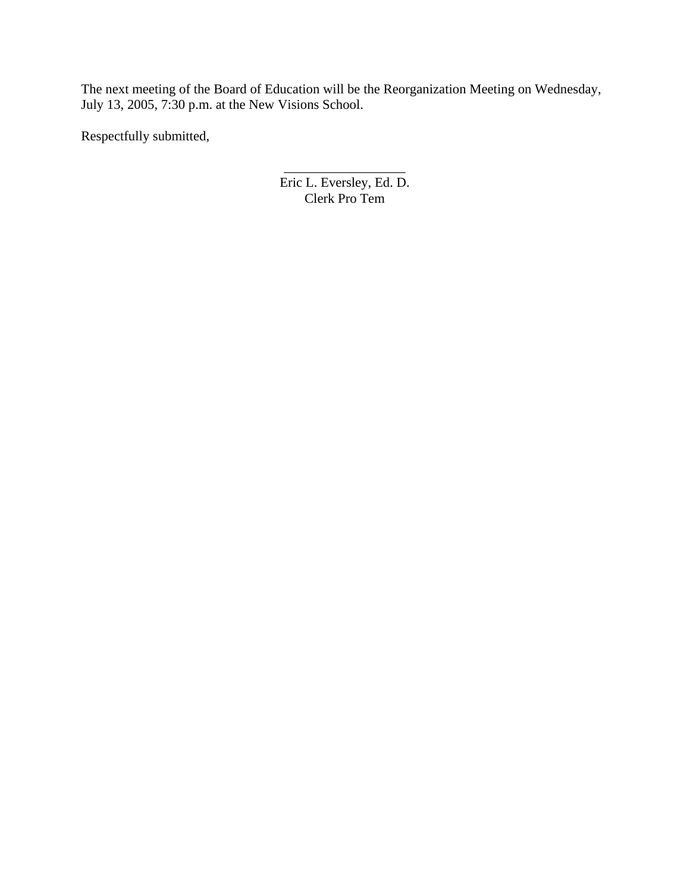The next meeting of the Board of Education will be the Reorganization Meeting on Wednesday, July 13, 2005, 7:30 p.m. at the New Visions School.

Respectfully submitted,

\_\_\_\_\_\_\_\_\_\_\_\_\_\_\_\_\_\_

Eric L. Eversley, Ed. D.
Clerk Pro Tem